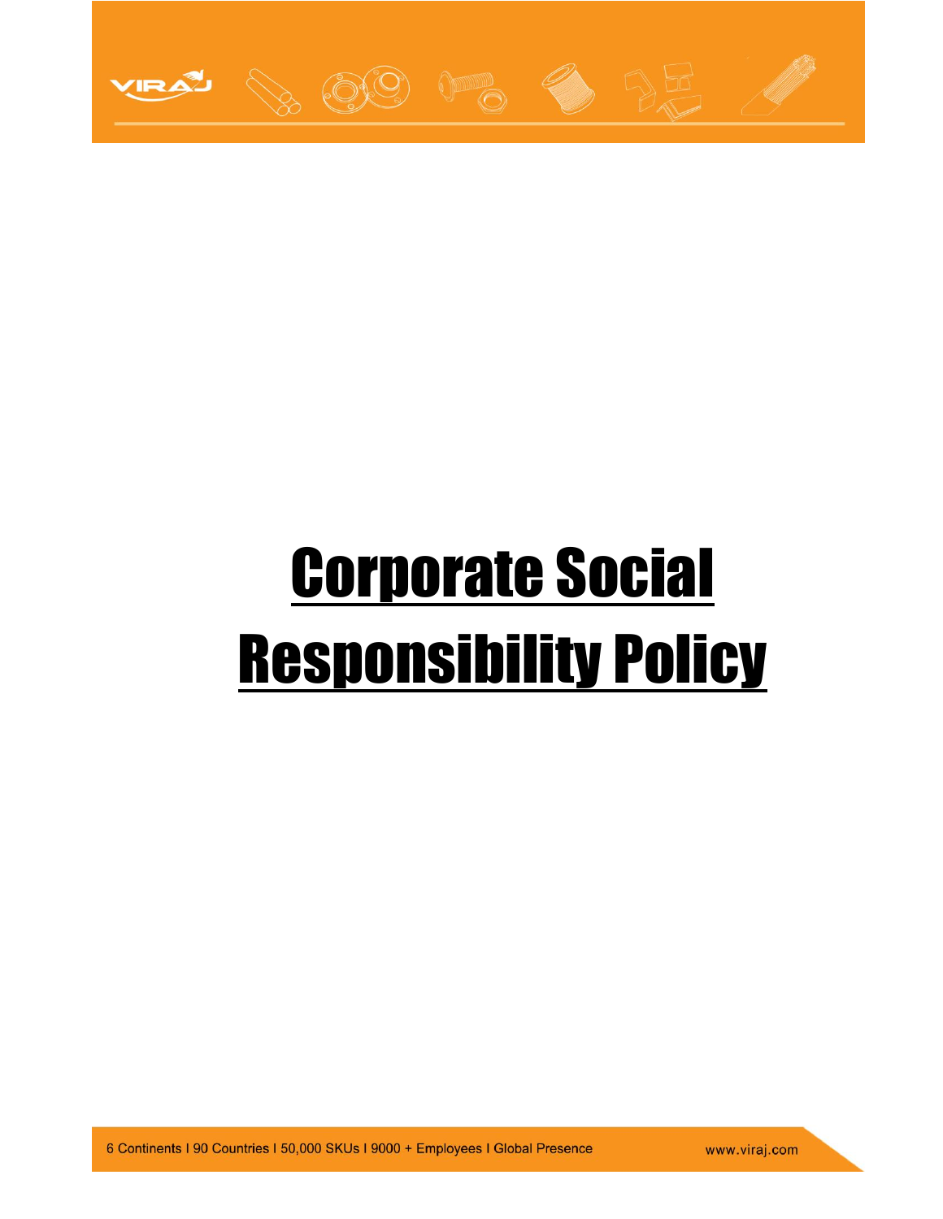# Corporate Social Responsibility Policy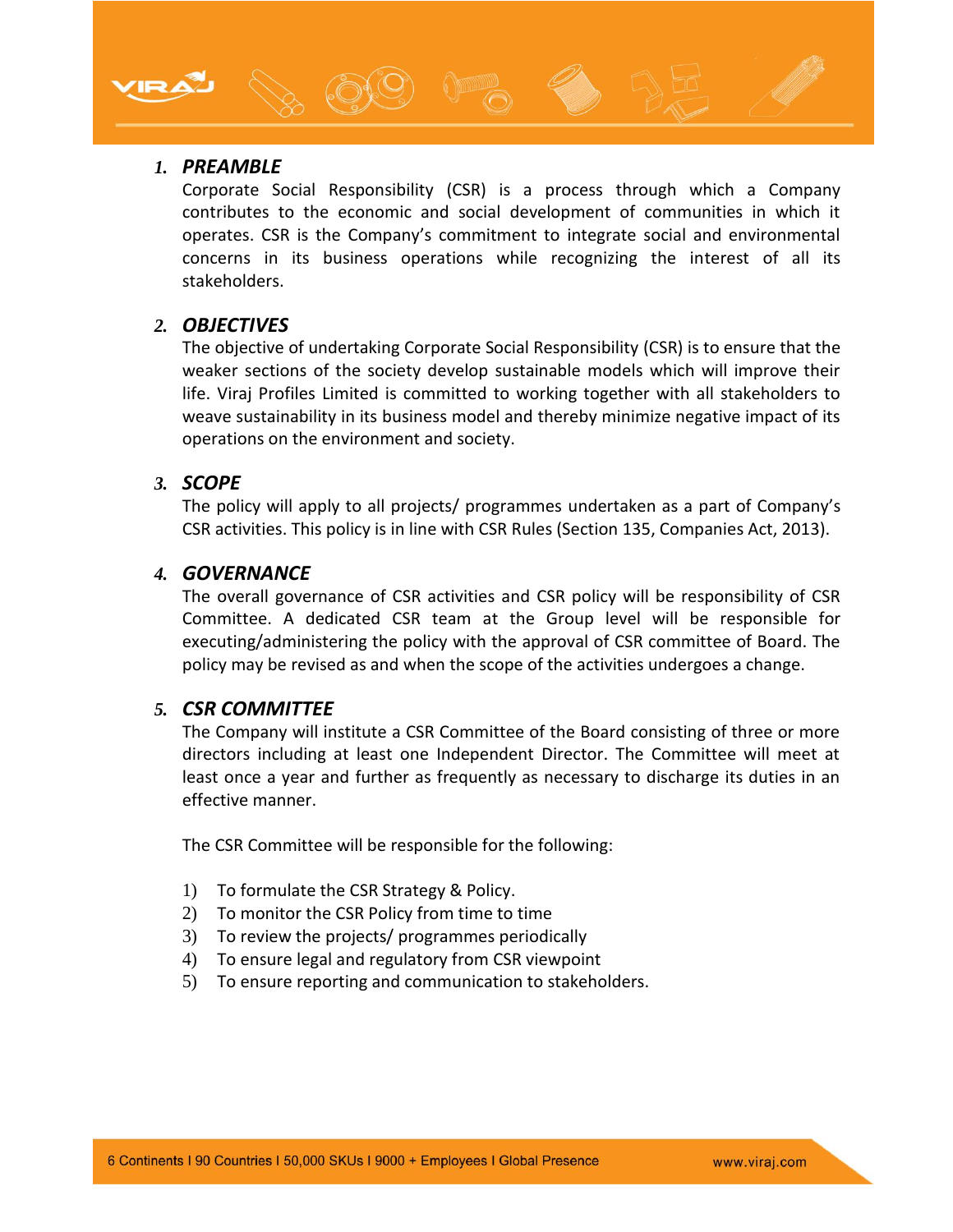## 1. PREAMBLE

Corporate Social Responsibility (CSR) is a process through which a Company contributes to the economic and social development of communities in which it operates. CSR is the Company's commitment to integrate social and environmental concerns in its business operations while recognizing the interest of all its stakeholders.

## 2. OBJECTIVES

The objective of undertaking Corporate Social Responsibility (CSR) is to ensure that the weaker sections of the society develop sustainable models which will improve their life. Viraj Profiles Limited is committed to working together with all stakeholders to weave sustainability in its business model and thereby minimize negative impact of its operations on the environment and society.

## 3. SCOPE

The policy will apply to all projects/ programmes undertaken as a part of Company's CSR activities. This policy is in line with CSR Rules (Section 135, Companies Act, 2013).

## 4. GOVERNANCE

The overall governance of CSR activities and CSR policy will be responsibility of CSR Committee. A dedicated CSR team at the Group level will be responsible for executing/administering the policy with the approval of CSR committee of Board. The policy may be revised as and when the scope of the activities undergoes a change.

## 5. CSR COMMITTEE

The Company will institute a CSR Committee of the Board consisting of three or more directors including at least one Independent Director. The Committee will meet at least once a year and further as frequently as necessary to discharge its duties in an effective manner.

The CSR Committee will be responsible for the following:

1) To formulate the CSR Strategy & Policy.
2) To monitor the CSR Policy from time to time
3) To review the projects/ programmes periodically
4) To ensure legal and regulatory from CSR viewpoint
5) To ensure reporting and communication to stakeholders.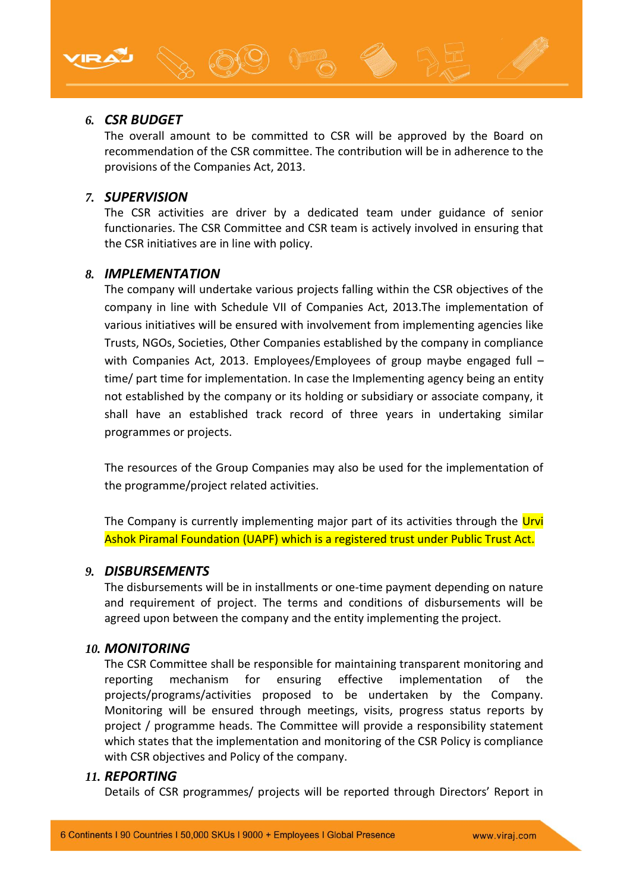## 6. *CSR BUDGET*

The overall amount to be committed to CSR will be approved by the Board on recommendation of the CSR committee. The contribution will be in adherence to the provisions of the Companies Act, 2013.

## 7. *SUPERVISION*

The CSR activities are driver by a dedicated team under guidance of senior functionaries. The CSR Committee and CSR team is actively involved in ensuring that the CSR initiatives are in line with policy.

## 8. *IMPLEMENTATION*

The company will undertake various projects falling within the CSR objectives of the company in line with Schedule VII of Companies Act, 2013.The implementation of various initiatives will be ensured with involvement from implementing agencies like Trusts, NGOs, Societies, Other Companies established by the company in compliance with Companies Act, 2013. Employees/Employees of group maybe engaged full – time/ part time for implementation. In case the Implementing agency being an entity not established by the company or its holding or subsidiary or associate company, it shall have an established track record of three years in undertaking similar programmes or projects.

The resources of the Group Companies may also be used for the implementation of the programme/project related activities.

The Company is currently implementing major part of its activities through the Urvi Ashok Piramal Foundation (UAPF) which is a registered trust under Public Trust Act.

## 9. *DISBURSEMENTS*

The disbursements will be in installments or one-time payment depending on nature and requirement of project. The terms and conditions of disbursements will be agreed upon between the company and the entity implementing the project.

## 10. *MONITORING*

The CSR Committee shall be responsible for maintaining transparent monitoring and reporting mechanism for ensuring effective implementation of the projects/programs/activities proposed to be undertaken by the Company. Monitoring will be ensured through meetings, visits, progress status reports by project / programme heads. The Committee will provide a responsibility statement which states that the implementation and monitoring of the CSR Policy is compliance with CSR objectives and Policy of the company.

## 11. *REPORTING*

Details of CSR programmes/ projects will be reported through Directors' Report in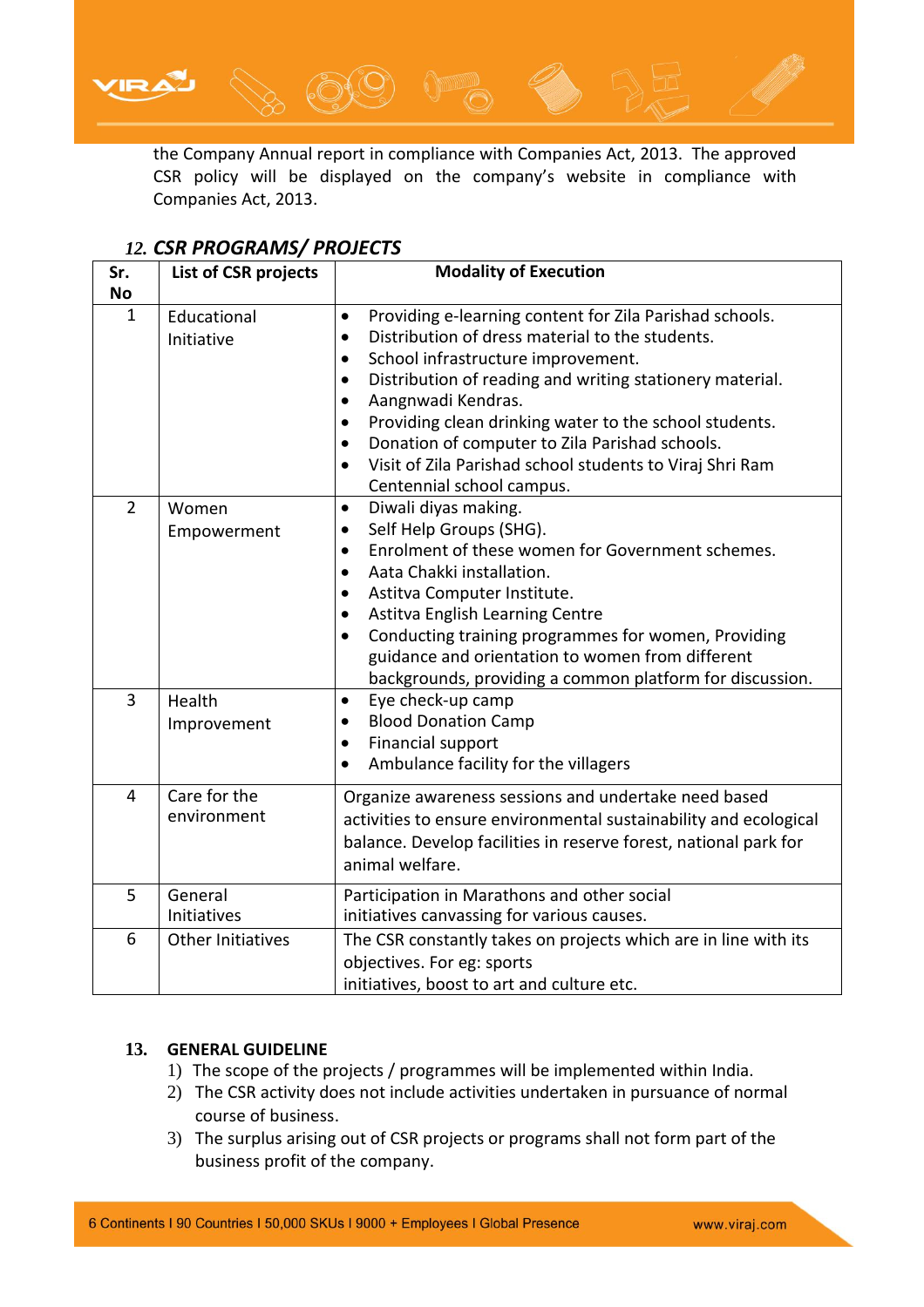the Company Annual report in compliance with Companies Act, 2013. The approved CSR policy will be displayed on the company's website in compliance with Companies Act, 2013.

## 12. *CSR PROGRAMS/ PROJECTS*

| Sr. No | List of CSR projects | Modality of Execution |
|---|---|---|
| 1 | Educational Initiative | • Providing e-learning content for Zila Parishad schools.<br>• Distribution of dress material to the students.<br>• School infrastructure improvement.<br>• Distribution of reading and writing stationery material.<br>• Aangnwadi Kendras.<br>• Providing clean drinking water to the school students.<br>• Donation of computer to Zila Parishad schools.<br>• Visit of Zila Parishad school students to Viraj Shri Ram Centennial school campus. |
| 2 | Women Empowerment | • Diwali diyas making.<br>• Self Help Groups (SHG).<br>• Enrolment of these women for Government schemes.<br>• Aata Chakki installation.<br>• Astitva Computer Institute.<br>• Astitva English Learning Centre<br>• Conducting training programmes for women, Providing guidance and orientation to women from different backgrounds, providing a common platform for discussion. |
| 3 | Health Improvement | • Eye check-up camp<br>• Blood Donation Camp<br>• Financial support<br>• Ambulance facility for the villagers |
| 4 | Care for the environment | Organize awareness sessions and undertake need based activities to ensure environmental sustainability and ecological balance. Develop facilities in reserve forest, national park for animal welfare. |
| 5 | General Initiatives | Participation in Marathons and other social initiatives canvassing for various causes. |
| 6 | Other Initiatives | The CSR constantly takes on projects which are in line with its objectives. For eg: sports initiatives, boost to art and culture etc. |

## 13. GENERAL GUIDELINE

1) The scope of the projects / programmes will be implemented within India.
2) The CSR activity does not include activities undertaken in pursuance of normal course of business.
3) The surplus arising out of CSR projects or programs shall not form part of the business profit of the company.